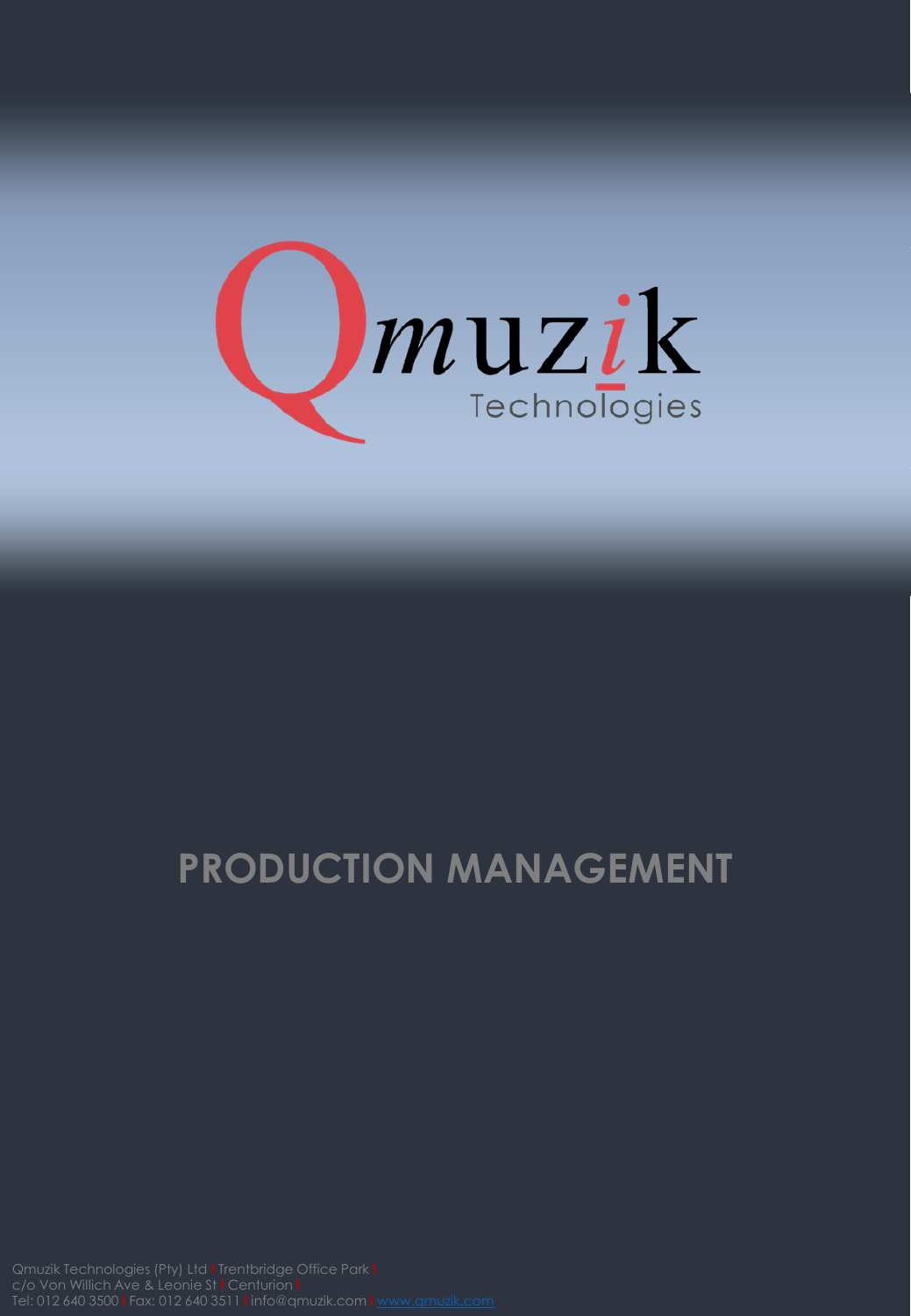# Qmuzik Technologies

# PRODUCTION MANAGEMENT

Qmuzik Technologies (Pty) Ltd | Trentbridge Office Park | c/o Von Willich Ave & Leonie St | Centurion | Tel: 012 640 3500 | Fax: 012 640 3511 | info@qmuzik.com | www.qmuzik.com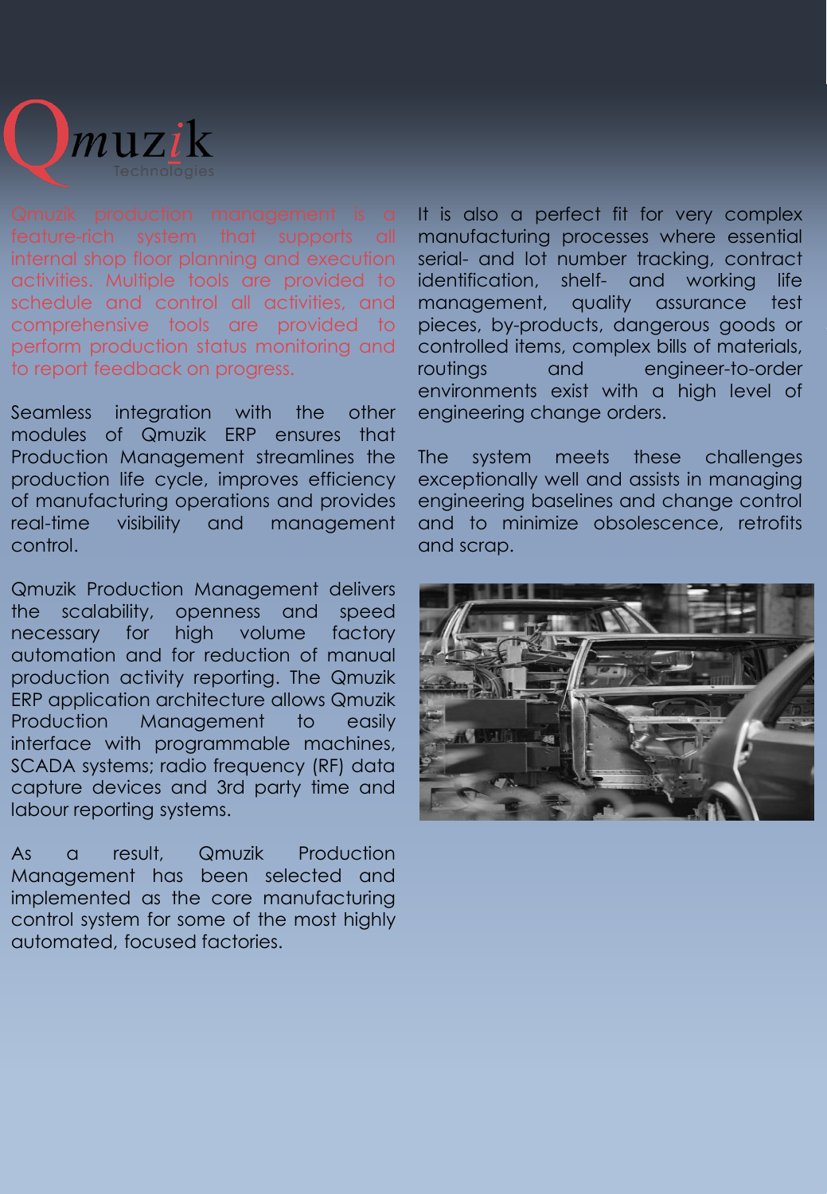Qmuzik production management is a feature-rich system that supports all internal shop floor planning and execution activities. Multiple tools are provided to schedule and control all activities, and comprehensive tools are provided to perform production status monitoring and to report feedback on progress.

Seamless integration with the other modules of Qmuzik ERP ensures that Production Management streamlines the production life cycle, improves efficiency of manufacturing operations and provides real-time visibility and management control.

Qmuzik Production Management delivers the scalability, openness and speed necessary for high volume factory automation and for reduction of manual production activity reporting. The Qmuzik ERP application architecture allows Qmuzik Production Management to easily interface with programmable machines, SCADA systems; radio frequency (RF) data capture devices and 3rd party time and labour reporting systems.

As a result, Qmuzik Production Management has been selected and implemented as the core manufacturing control system for some of the most highly automated, focused factories.

It is also a perfect fit for very complex manufacturing processes where essential serial- and lot number tracking, contract identification, shelf- and working life management, quality assurance test pieces, by-products, dangerous goods or controlled items, complex bills of materials, routings and engineer-to-order environments exist with a high level of engineering change orders.

The system meets these challenges exceptionally well and assists in managing engineering baselines and change control and to minimize obsolescence, retrofits and scrap.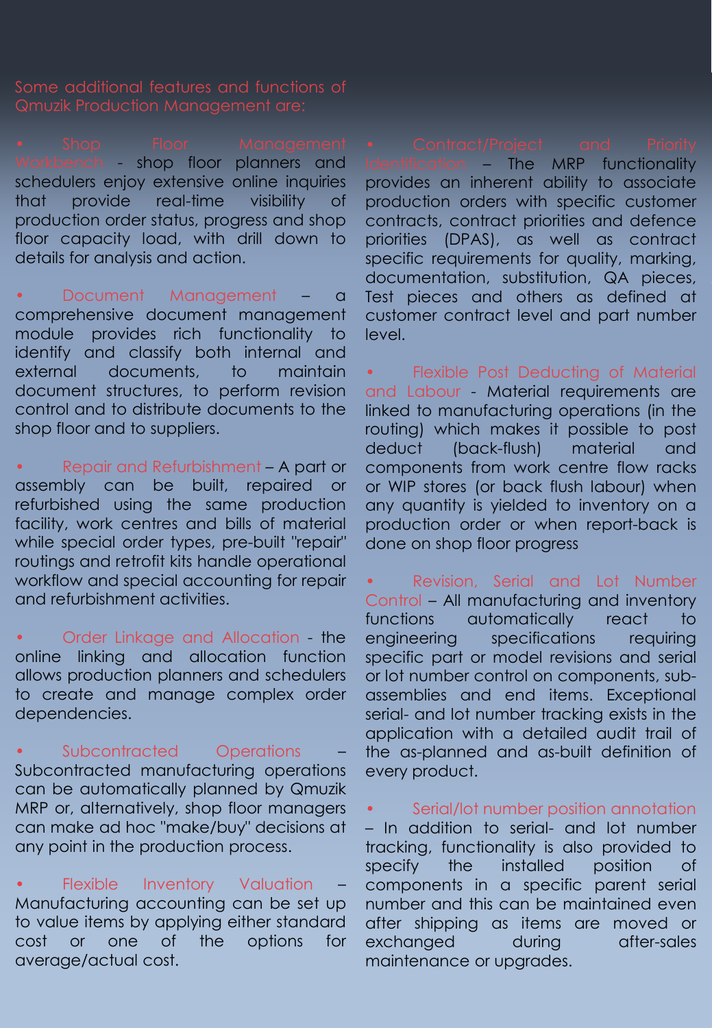Some additional features and functions of Qmuzik Production Management are:

- **Shop Floor Management Workbench** - shop floor planners and schedulers enjoy extensive online inquiries that provide real-time visibility of production order status, progress and shop floor capacity load, with drill down to details for analysis and action.

- **Document Management** – a comprehensive document management module provides rich functionality to identify and classify both internal and external documents, to maintain document structures, to perform revision control and to distribute documents to the shop floor and to suppliers.

- **Repair and Refurbishment** – A part or assembly can be built, repaired or refurbished using the same production facility, work centres and bills of material while special order types, pre-built "repair" routings and retrofit kits handle operational workflow and special accounting for repair and refurbishment activities.

- **Order Linkage and Allocation** - the online linking and allocation function allows production planners and schedulers to create and manage complex order dependencies.

- **Subcontracted Operations** – Subcontracted manufacturing operations can be automatically planned by Qmuzik MRP or, alternatively, shop floor managers can make ad hoc "make/buy" decisions at any point in the production process.

- **Flexible Inventory Valuation** – Manufacturing accounting can be set up to value items by applying either standard cost or one of the options for average/actual cost.

- **Contract/Project and Priority Identification** – The MRP functionality provides an inherent ability to associate production orders with specific customer contracts, contract priorities and defence priorities (DPAS), as well as contract specific requirements for quality, marking, documentation, substitution, QA pieces, Test pieces and others as defined at customer contract level and part number level.

- **Flexible Post Deducting of Material and Labour** - Material requirements are linked to manufacturing operations (in the routing) which makes it possible to post deduct (back-flush) material and components from work centre flow racks or WIP stores (or back flush labour) when any quantity is yielded to inventory on a production order or when report-back is done on shop floor progress

- **Revision, Serial and Lot Number Control** – All manufacturing and inventory functions automatically react to engineering specifications requiring specific part or model revisions and serial or lot number control on components, sub-assemblies and end items. Exceptional serial- and lot number tracking exists in the application with a detailed audit trail of the as-planned and as-built definition of every product.

- **Serial/lot number position annotation** – In addition to serial- and lot number tracking, functionality is also provided to specify the installed position of components in a specific parent serial number and this can be maintained even after shipping as items are moved or exchanged during after-sales maintenance or upgrades.